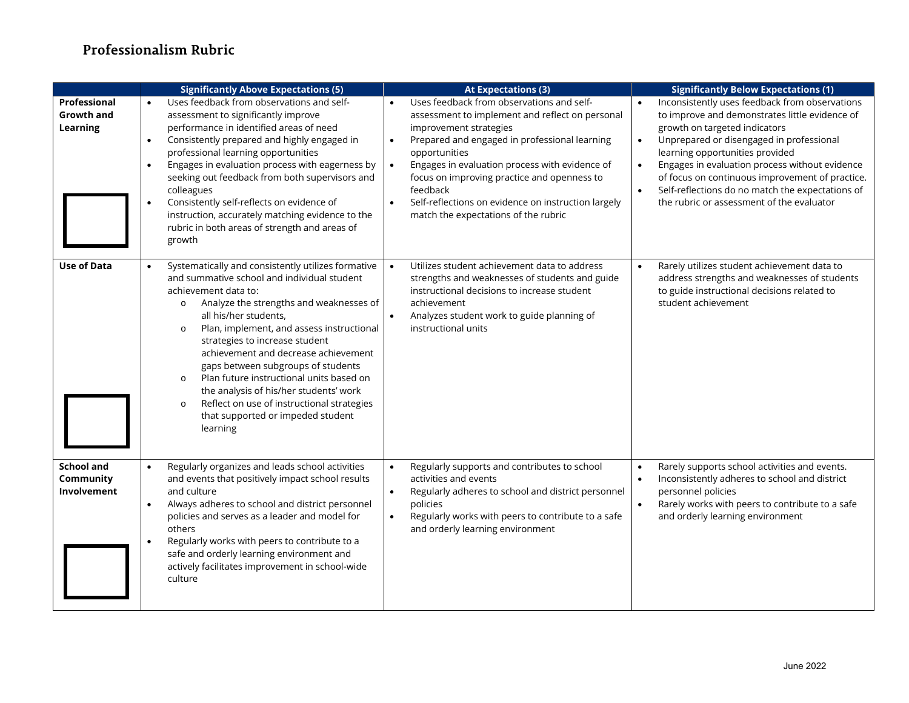## Professionalism Rubric

| | Significantly Above Expectations (5) | At Expectations (3) | Significantly Below Expectations (1) |
|---|---|---|---|
| **Professional Growth and Learning** ☐ | • Uses feedback from observations and self-assessment to significantly improve performance in identified areas of need<br>• Consistently prepared and highly engaged in professional learning opportunities<br>• Engages in evaluation process with eagerness by seeking out feedback from both supervisors and colleagues<br>• Consistently self-reflects on evidence of instruction, accurately matching evidence to the rubric in both areas of strength and areas of growth | • Uses feedback from observations and self-assessment to implement and reflect on personal improvement strategies<br>• Prepared and engaged in professional learning opportunities<br>• Engages in evaluation process with evidence of focus on improving practice and openness to feedback<br>• Self-reflections on evidence on instruction largely match the expectations of the rubric | • Inconsistently uses feedback from observations to improve and demonstrates little evidence of growth on targeted indicators<br>• Unprepared or disengaged in professional learning opportunities provided<br>• Engages in evaluation process without evidence of focus on continuous improvement of practice.<br>• Self-reflections do no match the expectations of the rubric or assessment of the evaluator |
| **Use of Data** ☐ | • Systematically and consistently utilizes formative and summative school and individual student achievement data to:<br>o Analyze the strengths and weaknesses of all his/her students,<br>o Plan, implement, and assess instructional strategies to increase student achievement and decrease achievement gaps between subgroups of students<br>o Plan future instructional units based on the analysis of his/her students' work<br>o Reflect on use of instructional strategies that supported or impeded student learning | • Utilizes student achievement data to address strengths and weaknesses of students and guide instructional decisions to increase student achievement<br>• Analyzes student work to guide planning of instructional units | • Rarely utilizes student achievement data to address strengths and weaknesses of students to guide instructional decisions related to student achievement |
| **School and Community Involvement** ☐ | • Regularly organizes and leads school activities and events that positively impact school results and culture<br>• Always adheres to school and district personnel policies and serves as a leader and model for others<br>• Regularly works with peers to contribute to a safe and orderly learning environment and actively facilitates improvement in school-wide culture | • Regularly supports and contributes to school activities and events<br>• Regularly adheres to school and district personnel policies<br>• Regularly works with peers to contribute to a safe and orderly learning environment | • Rarely supports school activities and events.<br>• Inconsistently adheres to school and district personnel policies<br>• Rarely works with peers to contribute to a safe and orderly learning environment |

June 2022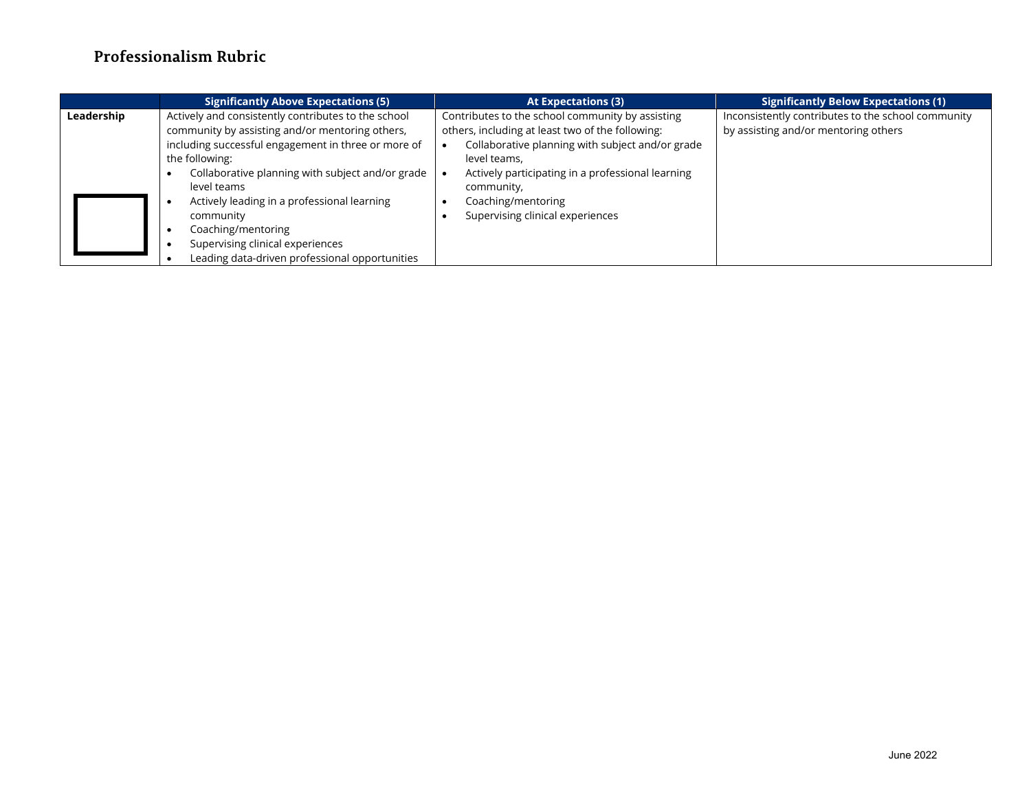## Professionalism Rubric

| | Significantly Above Expectations (5) | At Expectations (3) | Significantly Below Expectations (1) |
|---|---|---|---|
| **Leadership** | Actively and consistently contributes to the school community by assisting and/or mentoring others, including successful engagement in three or more of the following:<br>• Collaborative planning with subject and/or grade level teams<br>• Actively leading in a professional learning community<br>• Coaching/mentoring<br>• Supervising clinical experiences<br>• Leading data-driven professional opportunities | Contributes to the school community by assisting others, including at least two of the following:<br>• Collaborative planning with subject and/or grade level teams,<br>• Actively participating in a professional learning community,<br>• Coaching/mentoring<br>• Supervising clinical experiences | Inconsistently contributes to the school community by assisting and/or mentoring others |

June 2022